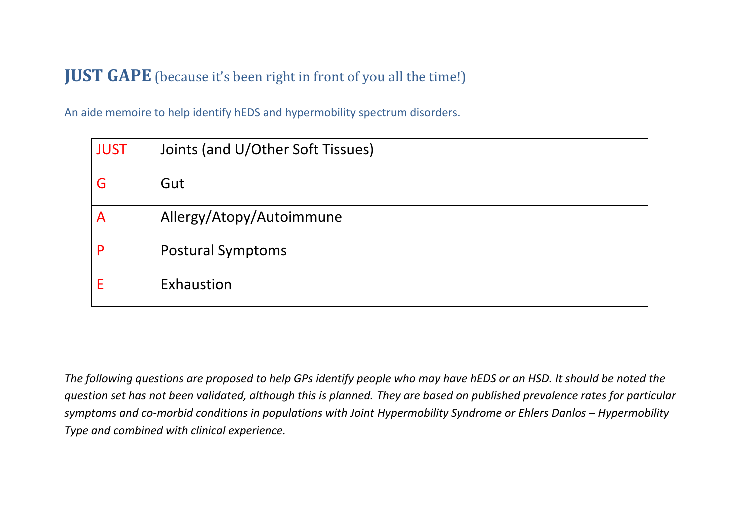# **JUST GAPE** (because it's been right in front of you all the time!)

An aide memoire to help identify hEDS and hypermobility spectrum disorders.

| | |
|---|---|
| JUST | Joints (and U/Other Soft Tissues) |
| G | Gut |
| A | Allergy/Atopy/Autoimmune |
| P | Postural Symptoms |
| E | Exhaustion |

*The following questions are proposed to help GPs identify people who may have hEDS or an HSD. It should be noted the question set has not been validated, although this is planned. They are based on published prevalence rates for particular symptoms and co-morbid conditions in populations with Joint Hypermobility Syndrome or Ehlers Danlos – Hypermobility Type and combined with clinical experience.*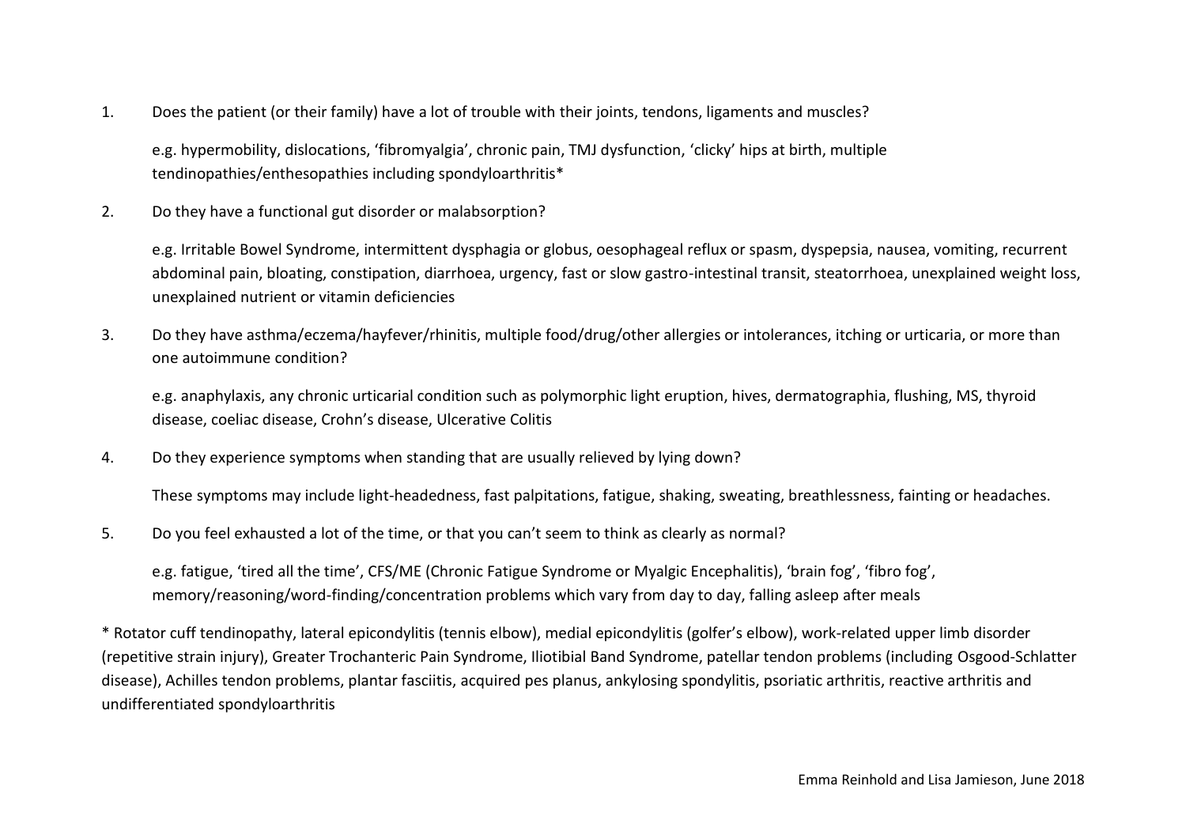1. Does the patient (or their family) have a lot of trouble with their joints, tendons, ligaments and muscles?

   e.g. hypermobility, dislocations, 'fibromyalgia', chronic pain, TMJ dysfunction, 'clicky' hips at birth, multiple tendinopathies/enthesopathies including spondyloarthritis*

2. Do they have a functional gut disorder or malabsorption?

   e.g. Irritable Bowel Syndrome, intermittent dysphagia or globus, oesophageal reflux or spasm, dyspepsia, nausea, vomiting, recurrent abdominal pain, bloating, constipation, diarrhoea, urgency, fast or slow gastro-intestinal transit, steatorrhoea, unexplained weight loss, unexplained nutrient or vitamin deficiencies

3. Do they have asthma/eczema/hayfever/rhinitis, multiple food/drug/other allergies or intolerances, itching or urticaria, or more than one autoimmune condition?

   e.g. anaphylaxis, any chronic urticarial condition such as polymorphic light eruption, hives, dermatographia, flushing, MS, thyroid disease, coeliac disease, Crohn's disease, Ulcerative Colitis

4. Do they experience symptoms when standing that are usually relieved by lying down?

   These symptoms may include light-headedness, fast palpitations, fatigue, shaking, sweating, breathlessness, fainting or headaches.

5. Do you feel exhausted a lot of the time, or that you can't seem to think as clearly as normal?

   e.g. fatigue, 'tired all the time', CFS/ME (Chronic Fatigue Syndrome or Myalgic Encephalitis), 'brain fog', 'fibro fog', memory/reasoning/word-finding/concentration problems which vary from day to day, falling asleep after meals

* Rotator cuff tendinopathy, lateral epicondylitis (tennis elbow), medial epicondylitis (golfer's elbow), work-related upper limb disorder (repetitive strain injury), Greater Trochanteric Pain Syndrome, Iliotibial Band Syndrome, patellar tendon problems (including Osgood-Schlatter disease), Achilles tendon problems, plantar fasciitis, acquired pes planus, ankylosing spondylitis, psoriatic arthritis, reactive arthritis and undifferentiated spondyloarthritis

Emma Reinhold and Lisa Jamieson, June 2018